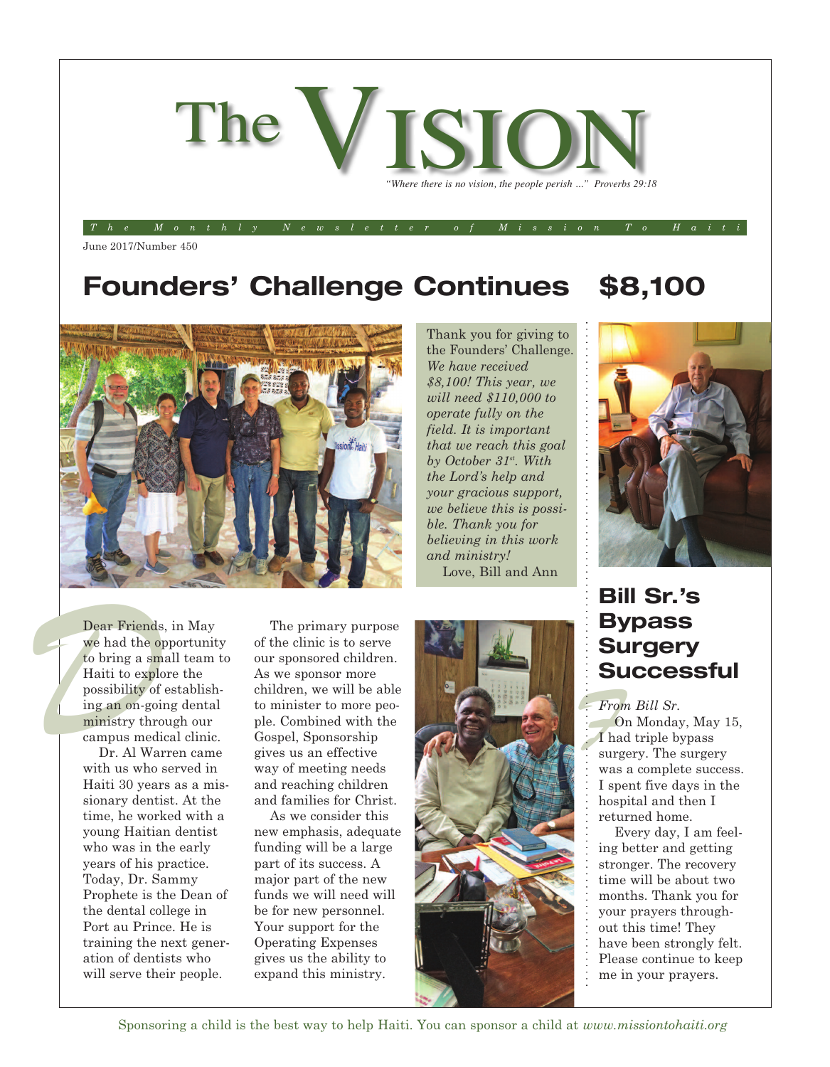# The VISION

*"Where there is no vision, the people perish ..." Proverbs 29:18*

*The Monthly Newsletter of Mission To Haiti*

June 2017/Number 450

## Founders' Challenge Continues $8,100

Thank you for giving to the Founders' Challenge. *We have received $8,100! This year, we will need $110,000 to operate fully on the field. It is important that we reach this goal by October 31st. With the Lord's help and your gracious support, we believe this is possible. Thank you for believing in this work and ministry!*

Love, Bill and Ann

Dear Friends, in May we had the opportunity to bring a small team to Haiti to explore the possibility of establishing an on-going dental ministry through our campus medical clinic.

Dr. Al Warren came with us who served in Haiti 30 years as a missionary dentist. At the time, he worked with a young Haitian dentist who was in the early years of his practice. Today, Dr. Sammy Prophete is the Dean of the dental college in Port au Prince. He is training the next generation of dentists who will serve their people.

The primary purpose of the clinic is to serve our sponsored children. As we sponsor more children, we will be able to minister to more people. Combined with the Gospel, Sponsorship gives us an effective way of meeting needs and reaching children and families for Christ.

As we consider this new emphasis, adequate funding will be a large part of its success. A major part of the new funds we will need will be for new personnel. Your support for the Operating Expenses gives us the ability to expand this ministry.

## Bill Sr.'s Bypass Surgery Successful

*From Bill Sr.*

On Monday, May 15, I had triple bypass surgery. The surgery was a complete success. I spent five days in the hospital and then I returned home.

Every day, I am feeling better and getting stronger. The recovery time will be about two months. Thank you for your prayers throughout this time! They have been strongly felt. Please continue to keep me in your prayers.

Sponsoring a child is the best way to help Haiti. You can sponsor a child at *www.missiontohaiti.org*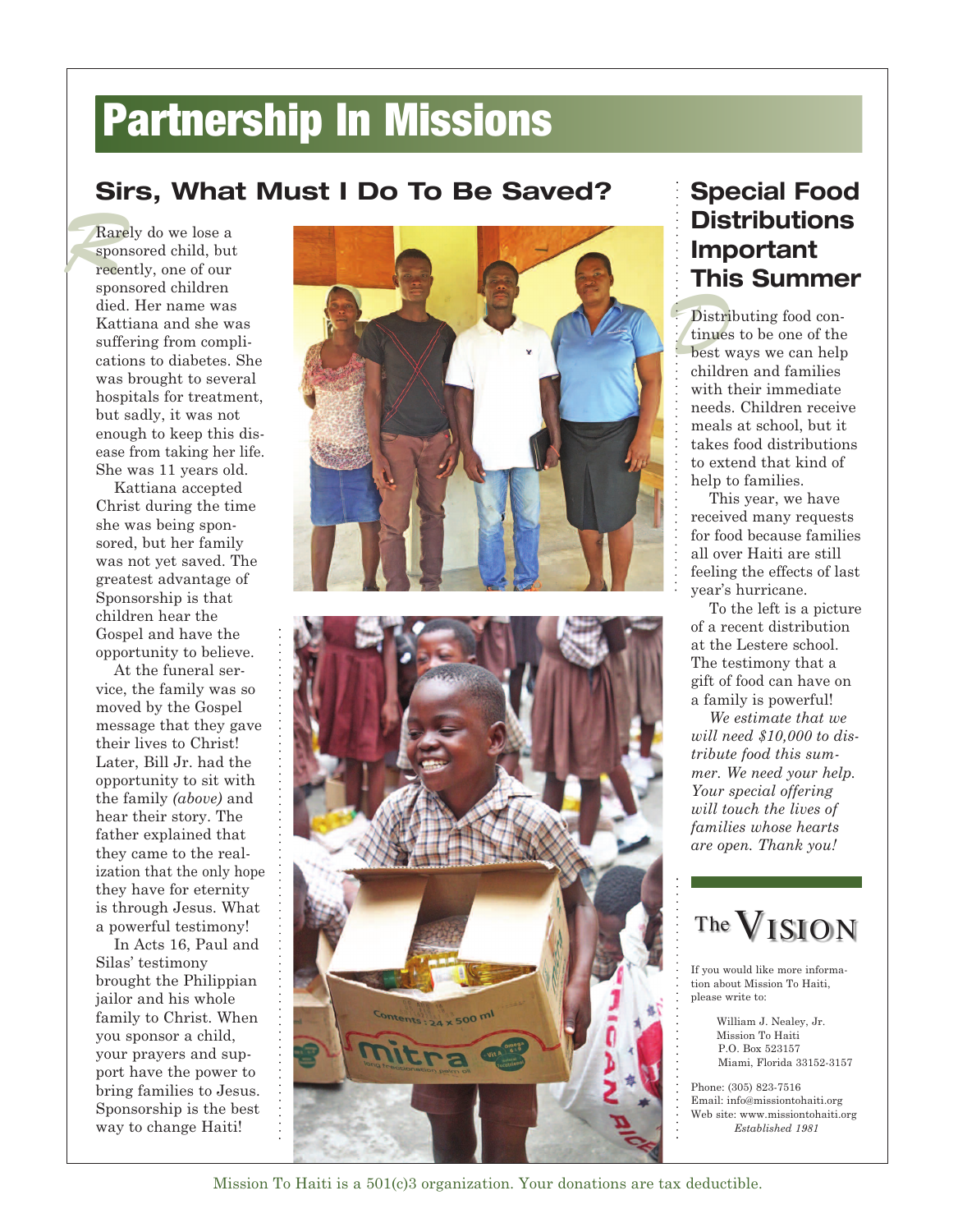# Partnership In Missions

## Sirs, What Must I Do To Be Saved?

Rarely do we lose a sponsored child, but recently, one of our sponsored children died. Her name was Kattiana and she was suffering from complications to diabetes. She was brought to several hospitals for treatment, but sadly, it was not enough to keep this disease from taking her life. She was 11 years old.

Kattiana accepted Christ during the time she was being sponsored, but her family was not yet saved. The greatest advantage of Sponsorship is that children hear the Gospel and have the opportunity to believe.

At the funeral service, the family was so moved by the Gospel message that they gave their lives to Christ! Later, Bill Jr. had the opportunity to sit with the family *(above)* and hear their story. The father explained that they came to the realization that the only hope they have for eternity is through Jesus. What a powerful testimony!

In Acts 16, Paul and Silas' testimony brought the Philippian jailor and his whole family to Christ. When you sponsor a child, your prayers and support have the power to bring families to Jesus. Sponsorship is the best way to change Haiti!

## Special Food Distributions Important This Summer

Distributing food continues to be one of the best ways we can help children and families with their immediate needs. Children receive meals at school, but it takes food distributions to extend that kind of help to families.

This year, we have received many requests for food because families all over Haiti are still feeling the effects of last year's hurricane.

To the left is a picture of a recent distribution at the Lestere school. The testimony that a gift of food can have on a family is powerful!

*We estimate that we will need $10,000 to distribute food this summer. We need your help. Your special offering will touch the lives of families whose hearts are open. Thank you!*

## The VISION

If you would like more information about Mission To Haiti, please write to:

William J. Nealey, Jr.
Mission To Haiti
P.O. Box 523157
Miami, Florida 33152-3157

Phone: (305) 823-7516
Email: info@missiontohaiti.org
Web site: www.missiontohaiti.org
*Established 1981*

Mission To Haiti is a 501(c)3 organization. Your donations are tax deductible.